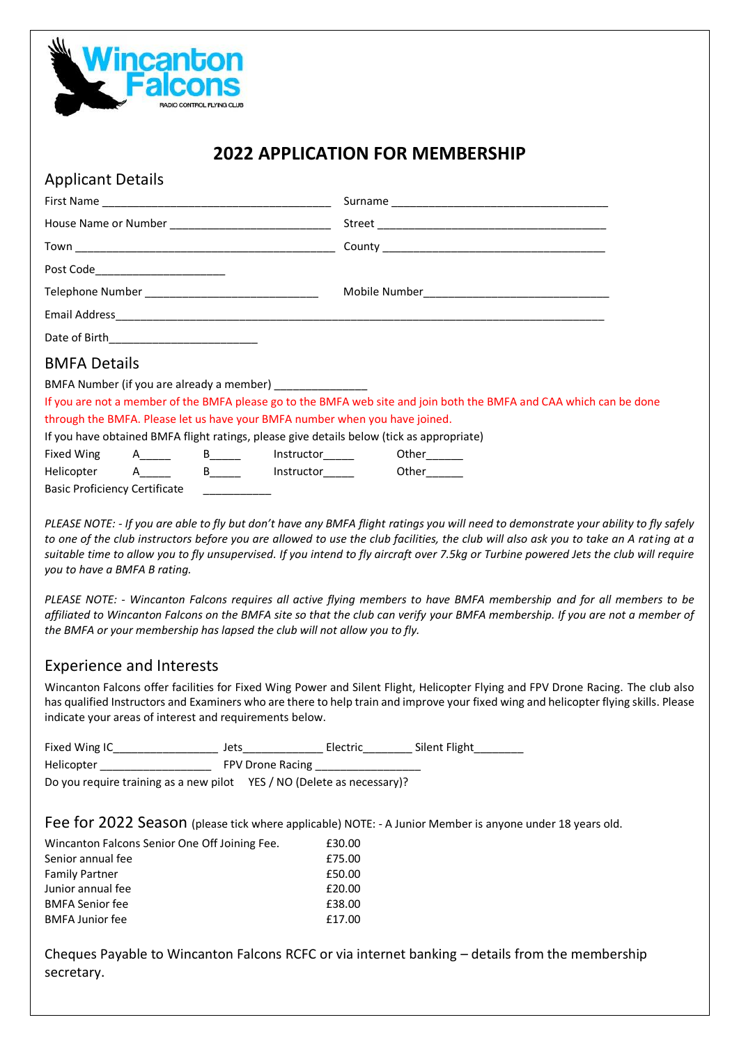Wincanton Falcons

RADIO CONTROL FLYING CLUB

# 2022 APPLICATION FOR MEMBERSHIP

## Applicant Details

First Name ____________________________________ Surname ____________________________________

House Name or Number _________________________ Street ______________________________________

Town _________________________________________ County _____________________________________

Post Code_____________________

Telephone Number ___________________________ Mobile Number______________________________

Email Address_________________________________________________________________________________

Date of Birth________________________

## BMFA Details

BMFA Number (if you are already a member) _______________

If you are not a member of the BMFA please go to the BMFA web site and join both the BMFA and CAA which can be done through the BMFA. Please let us have your BMFA number when you have joined.

If you have obtained BMFA flight ratings, please give details below (tick as appropriate)

Fixed Wing A_____ B_____ Instructor_____ Other______

Helicopter A_____ B_____ Instructor_____ Other______

Basic Proficiency Certificate ___________

*PLEASE NOTE: - If you are able to fly but don't have any BMFA flight ratings you will need to demonstrate your ability to fly safely to one of the club instructors before you are allowed to use the club facilities, the club will also ask you to take an A rating at a suitable time to allow you to fly unsupervised. If you intend to fly aircraft over 7.5kg or Turbine powered Jets the club will require you to have a BMFA B rating.*

*PLEASE NOTE: - Wincanton Falcons requires all active flying members to have BMFA membership and for all members to be affiliated to Wincanton Falcons on the BMFA site so that the club can verify your BMFA membership. If you are not a member of the BMFA or your membership has lapsed the club will not allow you to fly.*

## Experience and Interests

Wincanton Falcons offer facilities for Fixed Wing Power and Silent Flight, Helicopter Flying and FPV Drone Racing. The club also has qualified Instructors and Examiners who are there to help train and improve your fixed wing and helicopter flying skills. Please indicate your areas of interest and requirements below.

Fixed Wing IC_________________ Jets_____________ Electric________ Silent Flight________

Helicopter __________________ FPV Drone Racing _________________

Do you require training as a new pilot YES / NO (Delete as necessary)?

## Fee for 2022 Season (please tick where applicable) NOTE: - A Junior Member is anyone under 18 years old.

| | |
|---|---|
| Wincanton Falcons Senior One Off Joining Fee. | £30.00 |
| Senior annual fee | £75.00 |
| Family Partner | £50.00 |
| Junior annual fee | £20.00 |
| BMFA Senior fee | £38.00 |
| BMFA Junior fee | £17.00 |

Cheques Payable to Wincanton Falcons RCFC or via internet banking – details from the membership secretary.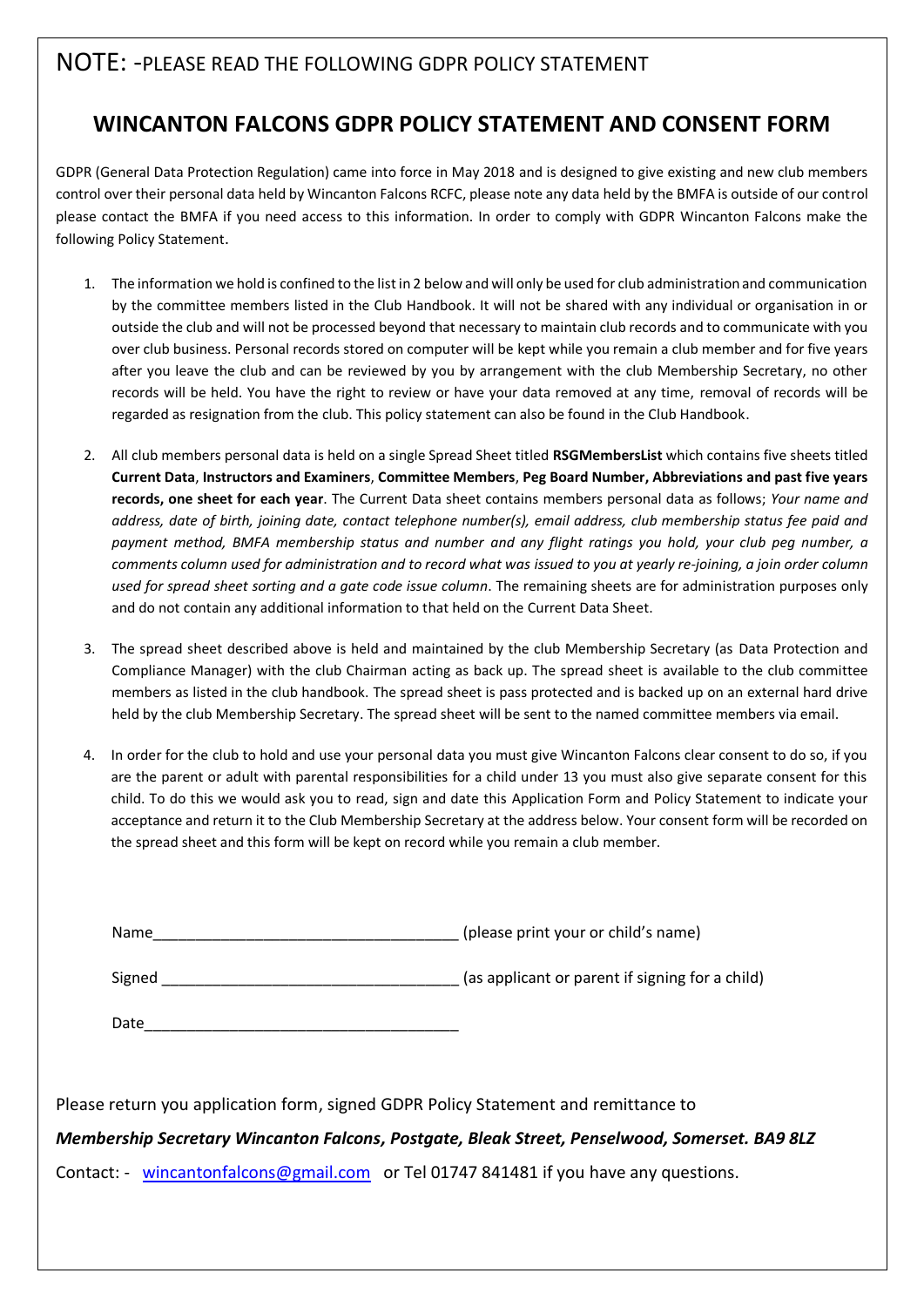NOTE: -PLEASE READ THE FOLLOWING GDPR POLICY STATEMENT

## WINCANTON FALCONS GDPR POLICY STATEMENT AND CONSENT FORM

GDPR (General Data Protection Regulation) came into force in May 2018 and is designed to give existing and new club members control over their personal data held by Wincanton Falcons RCFC, please note any data held by the BMFA is outside of our control please contact the BMFA if you need access to this information. In order to comply with GDPR Wincanton Falcons make the following Policy Statement.

1. The information we hold is confined to the list in 2 below and will only be used for club administration and communication by the committee members listed in the Club Handbook. It will not be shared with any individual or organisation in or outside the club and will not be processed beyond that necessary to maintain club records and to communicate with you over club business. Personal records stored on computer will be kept while you remain a club member and for five years after you leave the club and can be reviewed by you by arrangement with the club Membership Secretary, no other records will be held. You have the right to review or have your data removed at any time, removal of records will be regarded as resignation from the club. This policy statement can also be found in the Club Handbook.

2. All club members personal data is held on a single Spread Sheet titled **RSGMembersList** which contains five sheets titled **Current Data**, **Instructors and Examiners**, **Committee Members**, **Peg Board Number, Abbreviations and past five years records, one sheet for each year**. The Current Data sheet contains members personal data as follows; *Your name and address, date of birth, joining date, contact telephone number(s), email address, club membership status fee paid and payment method, BMFA membership status and number and any flight ratings you hold, your club peg number, a comments column used for administration and to record what was issued to you at yearly re-joining, a join order column used for spread sheet sorting and a gate code issue column*. The remaining sheets are for administration purposes only and do not contain any additional information to that held on the Current Data Sheet.

3. The spread sheet described above is held and maintained by the club Membership Secretary (as Data Protection and Compliance Manager) with the club Chairman acting as back up. The spread sheet is available to the club committee members as listed in the club handbook. The spread sheet is pass protected and is backed up on an external hard drive held by the club Membership Secretary. The spread sheet will be sent to the named committee members via email.

4. In order for the club to hold and use your personal data you must give Wincanton Falcons clear consent to do so, if you are the parent or adult with parental responsibilities for a child under 13 you must also give separate consent for this child. To do this we would ask you to read, sign and date this Application Form and Policy Statement to indicate your acceptance and return it to the Club Membership Secretary at the address below. Your consent form will be recorded on the spread sheet and this form will be kept on record while you remain a club member.

Name___________________________________ (please print your or child's name)

Signed _________________________________ (as applicant or parent if signing for a child)

Date____________________________________

Please return you application form, signed GDPR Policy Statement and remittance to

***Membership Secretary Wincanton Falcons, Postgate, Bleak Street, Penselwood, Somerset. BA9 8LZ***

Contact: - wincantonfalcons@gmail.com or Tel 01747 841481 if you have any questions.